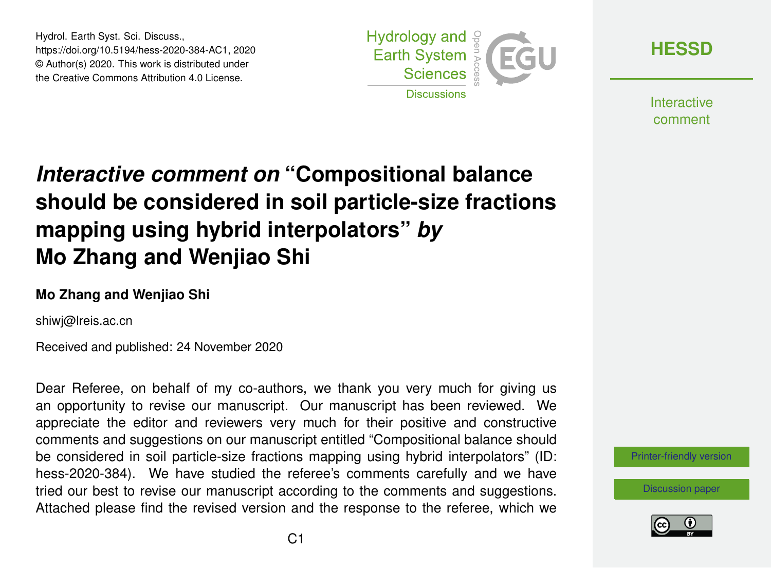# *Interactive comment on* "Compositional balance should be considered in soil particle-size fractions mapping using hybrid interpolators" *by* Mo Zhang and Wenjiao Shi

**Mo Zhang and Wenjiao Shi**

shiwj@lreis.ac.cn

Received and published: 24 November 2020

Dear Referee, on behalf of my co-authors, we thank you very much for giving us an opportunity to revise our manuscript. Our manuscript has been reviewed. We appreciate the editor and reviewers very much for their positive and constructive comments and suggestions on our manuscript entitled "Compositional balance should be considered in soil particle-size fractions mapping using hybrid interpolators" (ID: hess-2020-384). We have studied the referee's comments carefully and we have tried our best to revise our manuscript according to the comments and suggestions. Attached please find the revised version and the response to the referee, which we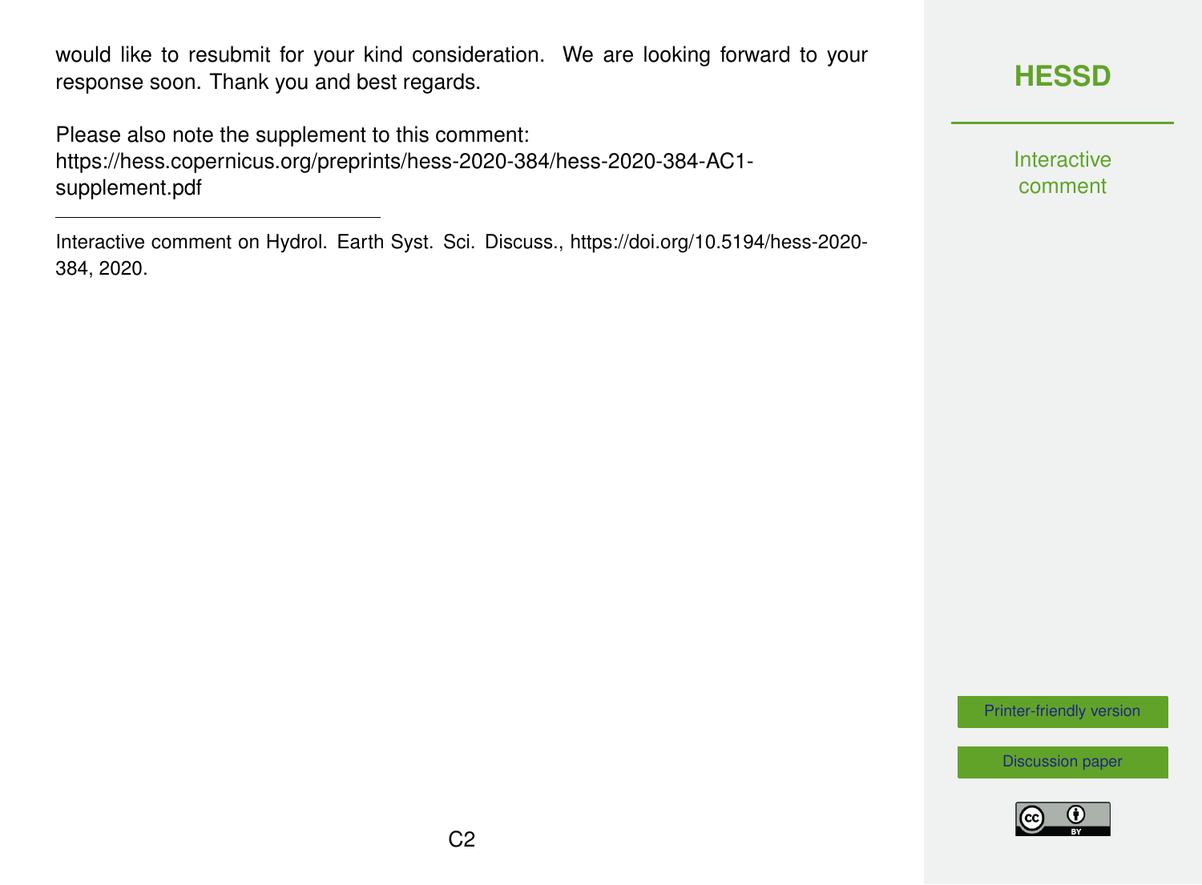would like to resubmit for your kind consideration. We are looking forward to your response soon. Thank you and best regards.

Please also note the supplement to this comment:
https://hess.copernicus.org/preprints/hess-2020-384/hess-2020-384-AC1-supplement.pdf

---

Interactive comment on Hydrol. Earth Syst. Sci. Discuss., https://doi.org/10.5194/hess-2020-384, 2020.